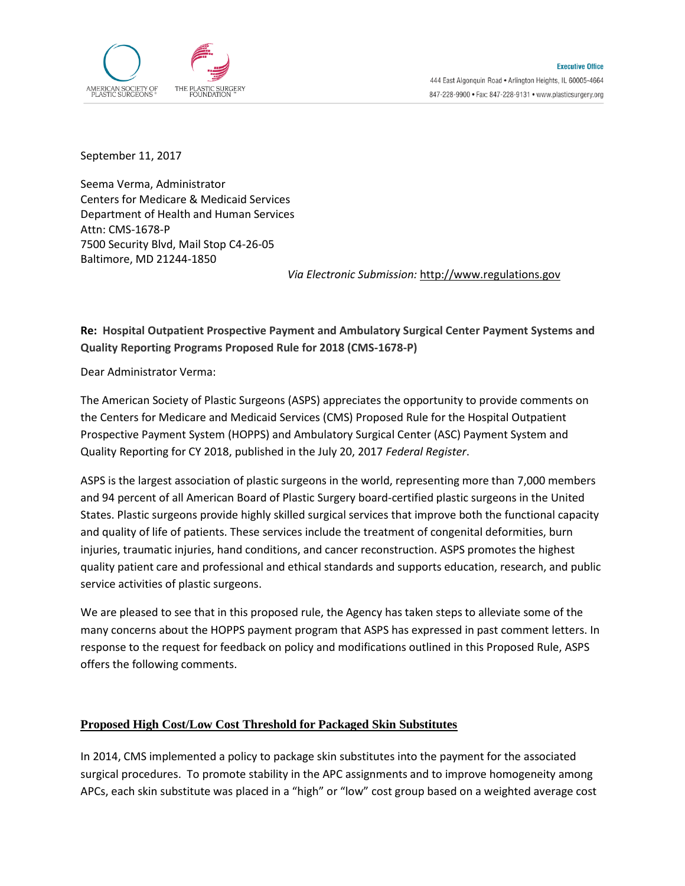AMERICAN SOCIETY OF PLASTIC SURGEONS®    THE PLASTIC SURGERY FOUNDATION™

**Executive Office**
444 East Algonquin Road • Arlington Heights, IL 60005-4664
847-228-9900 • Fax: 847-228-9131 • www.plasticsurgery.org

September 11, 2017

Seema Verma, Administrator
Centers for Medicare & Medicaid Services
Department of Health and Human Services
Attn: CMS-1678-P
7500 Security Blvd, Mail Stop C4-26-05
Baltimore, MD 21244-1850

*Via Electronic Submission:* http://www.regulations.gov

**Re: Hospital Outpatient Prospective Payment and Ambulatory Surgical Center Payment Systems and Quality Reporting Programs Proposed Rule for 2018 (CMS-1678-P)**

Dear Administrator Verma:

The American Society of Plastic Surgeons (ASPS) appreciates the opportunity to provide comments on the Centers for Medicare and Medicaid Services (CMS) Proposed Rule for the Hospital Outpatient Prospective Payment System (HOPPS) and Ambulatory Surgical Center (ASC) Payment System and Quality Reporting for CY 2018, published in the July 20, 2017 *Federal Register*.

ASPS is the largest association of plastic surgeons in the world, representing more than 7,000 members and 94 percent of all American Board of Plastic Surgery board-certified plastic surgeons in the United States. Plastic surgeons provide highly skilled surgical services that improve both the functional capacity and quality of life of patients. These services include the treatment of congenital deformities, burn injuries, traumatic injuries, hand conditions, and cancer reconstruction. ASPS promotes the highest quality patient care and professional and ethical standards and supports education, research, and public service activities of plastic surgeons.

We are pleased to see that in this proposed rule, the Agency has taken steps to alleviate some of the many concerns about the HOPPS payment program that ASPS has expressed in past comment letters. In response to the request for feedback on policy and modifications outlined in this Proposed Rule, ASPS offers the following comments.

## Proposed High Cost/Low Cost Threshold for Packaged Skin Substitutes

In 2014, CMS implemented a policy to package skin substitutes into the payment for the associated surgical procedures. To promote stability in the APC assignments and to improve homogeneity among APCs, each skin substitute was placed in a "high" or "low" cost group based on a weighted average cost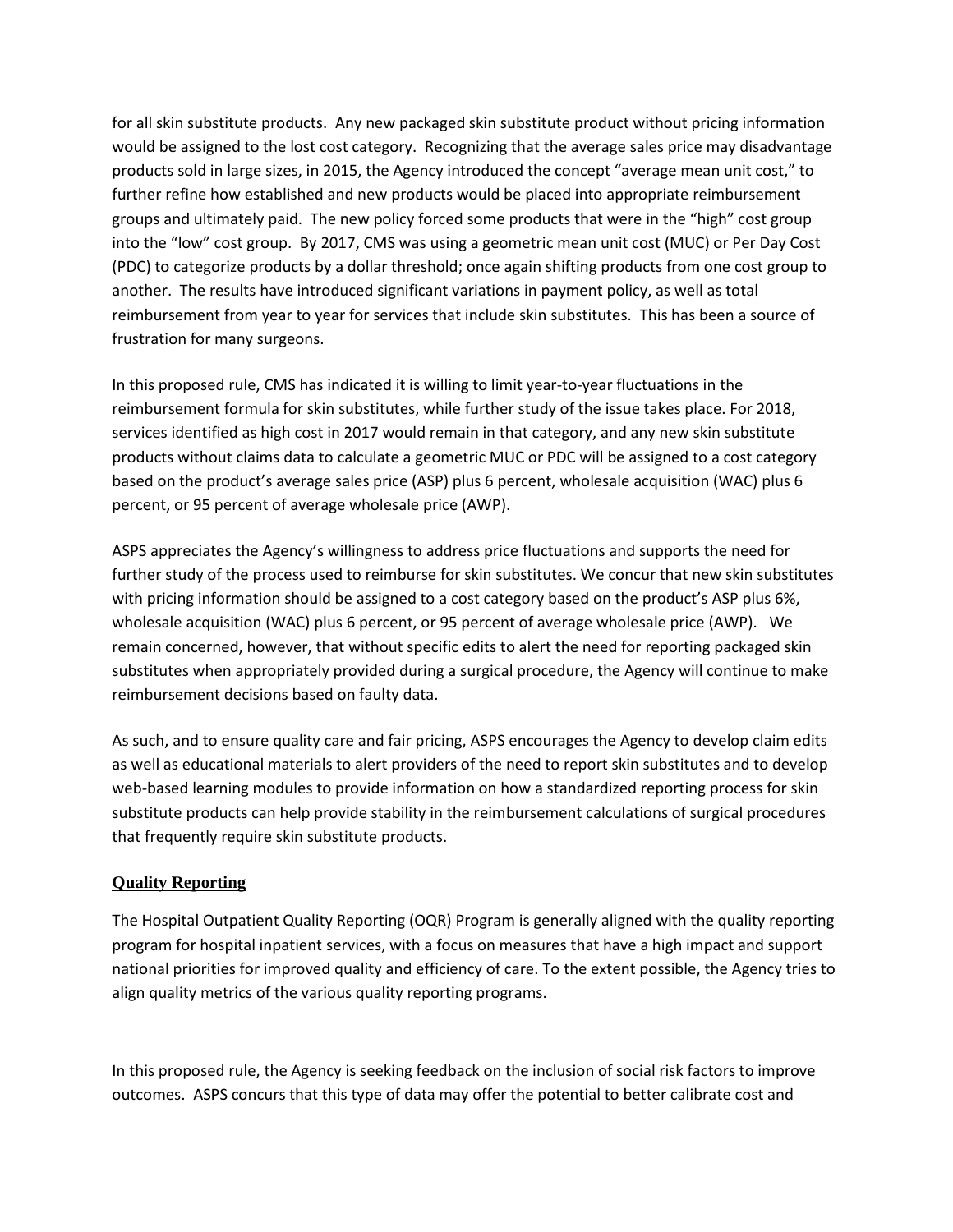for all skin substitute products. Any new packaged skin substitute product without pricing information would be assigned to the lost cost category. Recognizing that the average sales price may disadvantage products sold in large sizes, in 2015, the Agency introduced the concept "average mean unit cost," to further refine how established and new products would be placed into appropriate reimbursement groups and ultimately paid. The new policy forced some products that were in the "high" cost group into the "low" cost group. By 2017, CMS was using a geometric mean unit cost (MUC) or Per Day Cost (PDC) to categorize products by a dollar threshold; once again shifting products from one cost group to another. The results have introduced significant variations in payment policy, as well as total reimbursement from year to year for services that include skin substitutes. This has been a source of frustration for many surgeons.

In this proposed rule, CMS has indicated it is willing to limit year-to-year fluctuations in the reimbursement formula for skin substitutes, while further study of the issue takes place. For 2018, services identified as high cost in 2017 would remain in that category, and any new skin substitute products without claims data to calculate a geometric MUC or PDC will be assigned to a cost category based on the product's average sales price (ASP) plus 6 percent, wholesale acquisition (WAC) plus 6 percent, or 95 percent of average wholesale price (AWP).

ASPS appreciates the Agency's willingness to address price fluctuations and supports the need for further study of the process used to reimburse for skin substitutes. We concur that new skin substitutes with pricing information should be assigned to a cost category based on the product's ASP plus 6%, wholesale acquisition (WAC) plus 6 percent, or 95 percent of average wholesale price (AWP). We remain concerned, however, that without specific edits to alert the need for reporting packaged skin substitutes when appropriately provided during a surgical procedure, the Agency will continue to make reimbursement decisions based on faulty data.

As such, and to ensure quality care and fair pricing, ASPS encourages the Agency to develop claim edits as well as educational materials to alert providers of the need to report skin substitutes and to develop web-based learning modules to provide information on how a standardized reporting process for skin substitute products can help provide stability in the reimbursement calculations of surgical procedures that frequently require skin substitute products.

## Quality Reporting

The Hospital Outpatient Quality Reporting (OQR) Program is generally aligned with the quality reporting program for hospital inpatient services, with a focus on measures that have a high impact and support national priorities for improved quality and efficiency of care. To the extent possible, the Agency tries to align quality metrics of the various quality reporting programs.

In this proposed rule, the Agency is seeking feedback on the inclusion of social risk factors to improve outcomes. ASPS concurs that this type of data may offer the potential to better calibrate cost and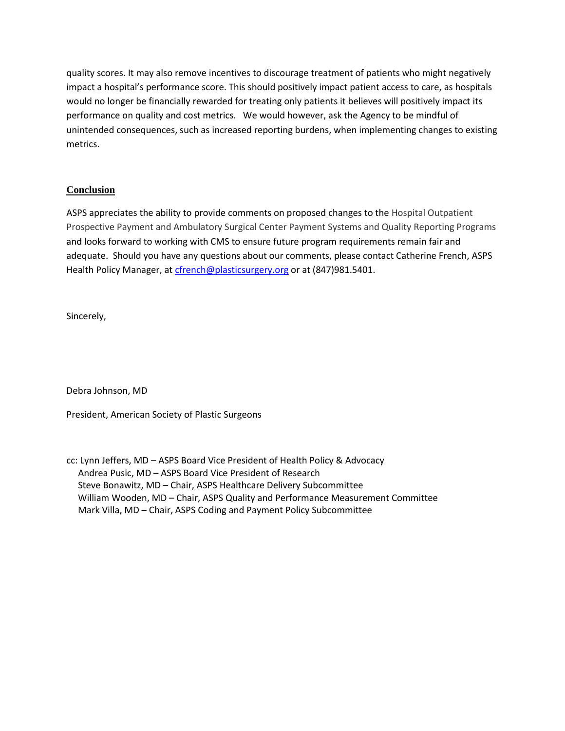quality scores. It may also remove incentives to discourage treatment of patients who might negatively impact a hospital's performance score. This should positively impact patient access to care, as hospitals would no longer be financially rewarded for treating only patients it believes will positively impact its performance on quality and cost metrics. We would however, ask the Agency to be mindful of unintended consequences, such as increased reporting burdens, when implementing changes to existing metrics.

## Conclusion

ASPS appreciates the ability to provide comments on proposed changes to the Hospital Outpatient Prospective Payment and Ambulatory Surgical Center Payment Systems and Quality Reporting Programs and looks forward to working with CMS to ensure future program requirements remain fair and adequate. Should you have any questions about our comments, please contact Catherine French, ASPS Health Policy Manager, at cfrench@plasticsurgery.org or at (847)981.5401.

Sincerely,

Debra Johnson, MD

President, American Society of Plastic Surgeons

cc: Lynn Jeffers, MD – ASPS Board Vice President of Health Policy & Advocacy
Andrea Pusic, MD – ASPS Board Vice President of Research
Steve Bonawitz, MD – Chair, ASPS Healthcare Delivery Subcommittee
William Wooden, MD – Chair, ASPS Quality and Performance Measurement Committee
Mark Villa, MD – Chair, ASPS Coding and Payment Policy Subcommittee